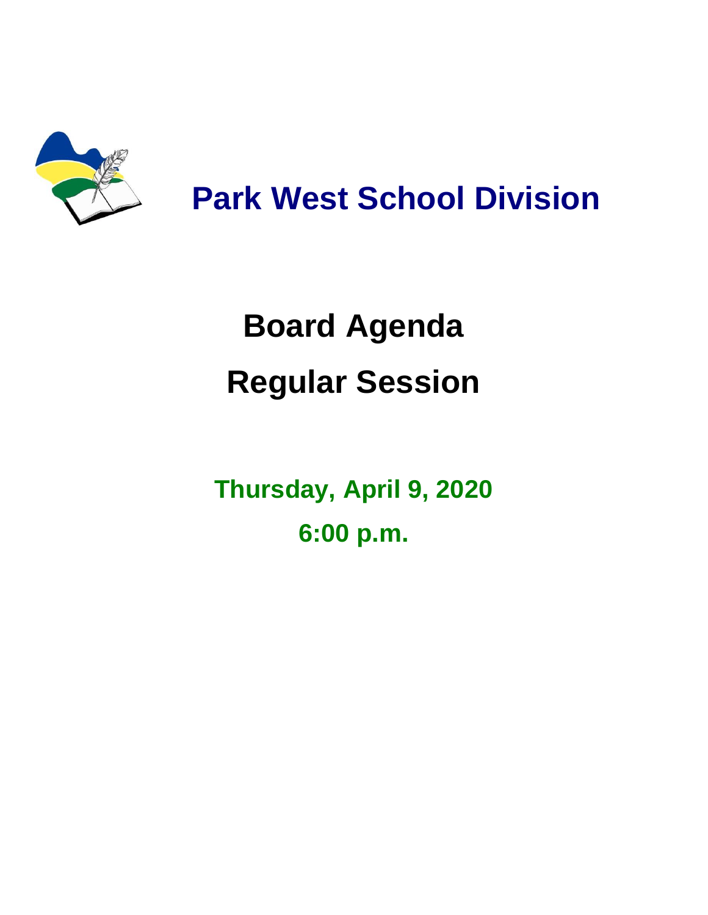# Park West School Division

# Board Agenda

# Regular Session

**Thursday, April 9, 2020**

**6:00 p.m.**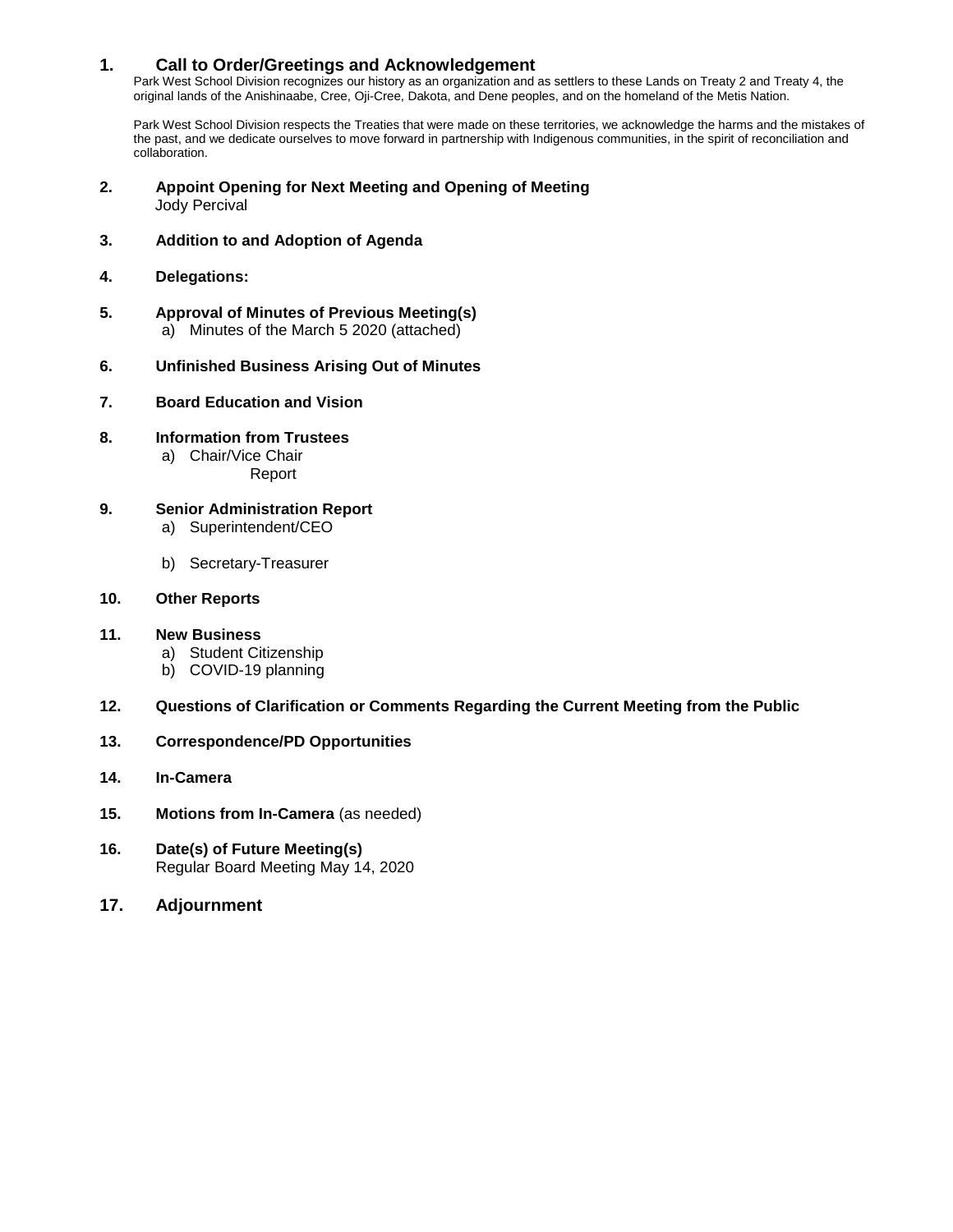## 1. Call to Order/Greetings and Acknowledgement

Park West School Division recognizes our history as an organization and as settlers to these Lands on Treaty 2 and Treaty 4, the original lands of the Anishinaabe, Cree, Oji-Cree, Dakota, and Dene peoples, and on the homeland of the Metis Nation.

Park West School Division respects the Treaties that were made on these territories, we acknowledge the harms and the mistakes of the past, and we dedicate ourselves to move forward in partnership with Indigenous communities, in the spirit of reconciliation and collaboration.

## 2. Appoint Opening for Next Meeting and Opening of Meeting

Jody Percival

## 3. Addition to and Adoption of Agenda

## 4. Delegations:

## 5. Approval of Minutes of Previous Meeting(s)

a) Minutes of the March 5 2020 (attached)

## 6. Unfinished Business Arising Out of Minutes

## 7. Board Education and Vision

## 8. Information from Trustees

a) Chair/Vice Chair
   Report

## 9. Senior Administration Report

a) Superintendent/CEO

b) Secretary-Treasurer

## 10. Other Reports

## 11. New Business

a) Student Citizenship
b) COVID-19 planning

## 12. Questions of Clarification or Comments Regarding the Current Meeting from the Public

## 13. Correspondence/PD Opportunities

## 14. In-Camera

## 15. Motions from In-Camera (as needed)

## 16. Date(s) of Future Meeting(s)

Regular Board Meeting May 14, 2020

## 17. Adjournment